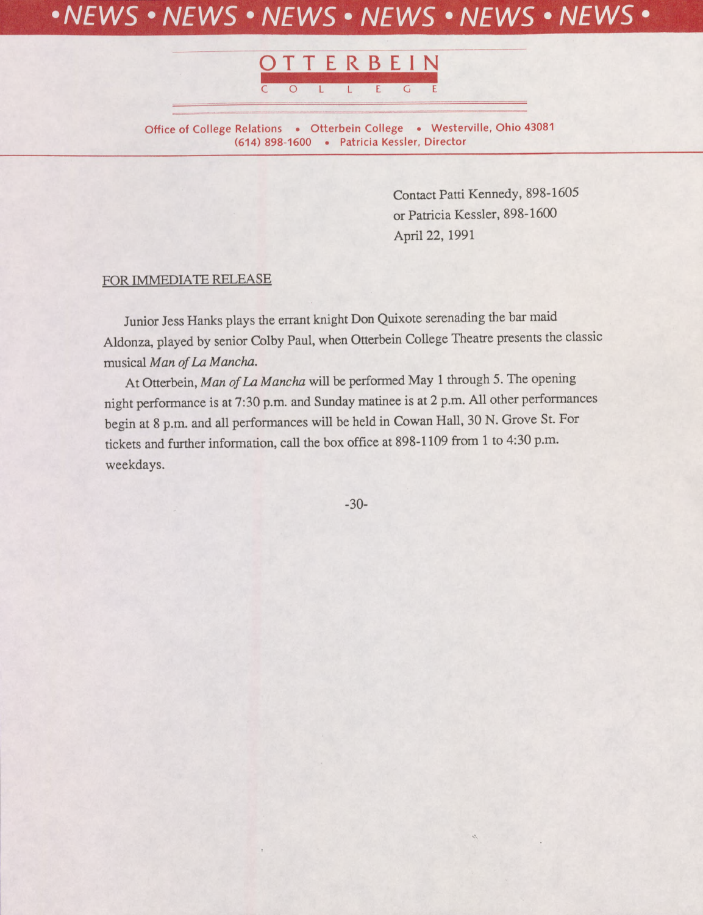•NEWS • NEWS • NEWS • NEWS • NEWS • NEWS•

# OTTERBEIN COLLEGE

Office of College Relations • Otterbein College • Westerville, Ohio 43081
(614) 898-1600 • Patricia Kessler, Director

Contact Patti Kennedy, 898-1605
or Patricia Kessler, 898-1600
April 22, 1991

FOR IMMEDIATE RELEASE

Junior Jess Hanks plays the errant knight Don Quixote serenading the bar maid Aldonza, played by senior Colby Paul, when Otterbein College Theatre presents the classic musical *Man of La Mancha.*

At Otterbein, *Man of La Mancha* will be performed May 1 through 5. The opening night performance is at 7:30 p.m. and Sunday matinee is at 2 p.m. All other performances begin at 8 p.m. and all performances will be held in Cowan Hall, 30 N. Grove St. For tickets and further information, call the box office at 898-1109 from 1 to 4:30 p.m. weekdays.

-30-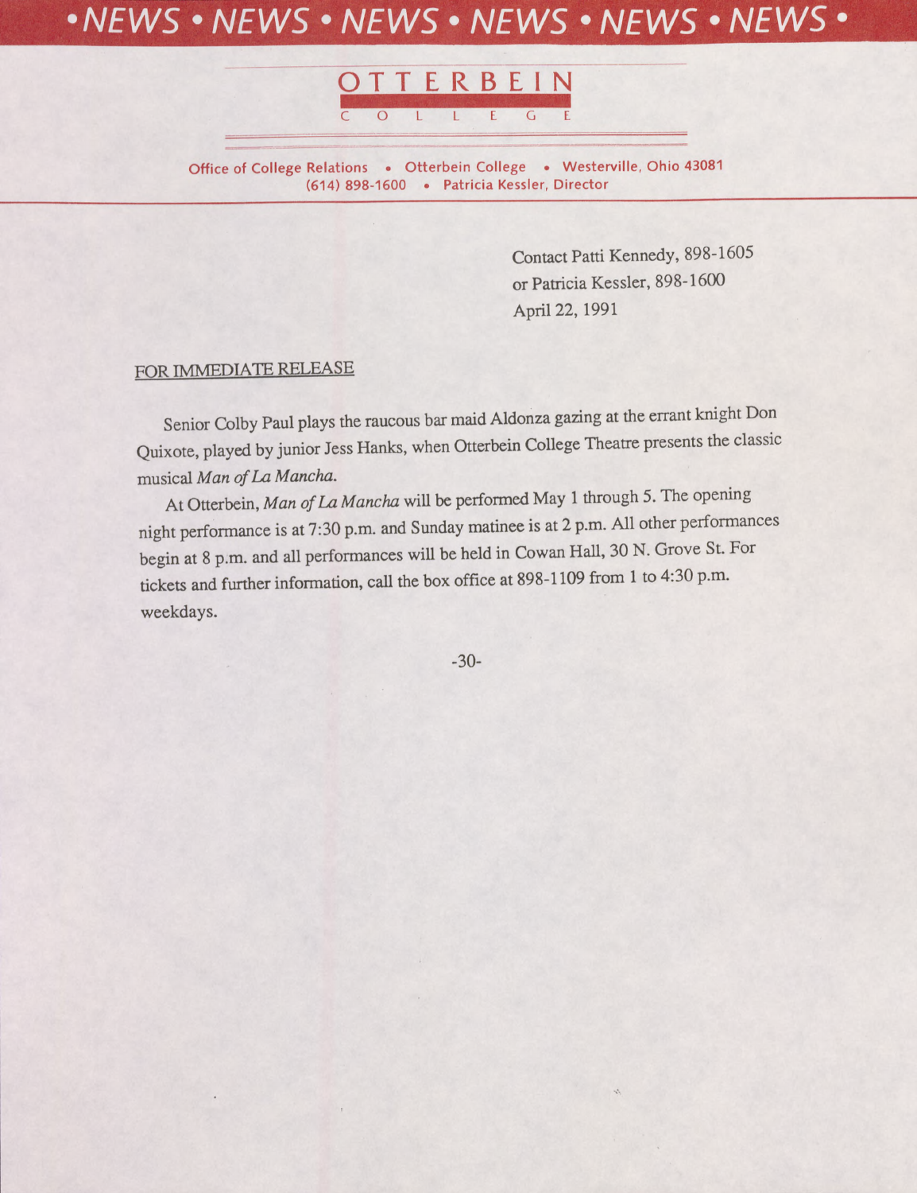•NEWS • NEWS • NEWS • NEWS • NEWS • NEWS •

# OTTERBEIN COLLEGE

Office of College Relations • Otterbein College • Westerville, Ohio 43081
(614) 898-1600 • Patricia Kessler, Director

Contact Patti Kennedy, 898-1605
or Patricia Kessler, 898-1600
April 22, 1991

FOR IMMEDIATE RELEASE

Senior Colby Paul plays the raucous bar maid Aldonza gazing at the errant knight Don Quixote, played by junior Jess Hanks, when Otterbein College Theatre presents the classic musical *Man of La Mancha*.

At Otterbein, *Man of La Mancha* will be performed May 1 through 5. The opening night performance is at 7:30 p.m. and Sunday matinee is at 2 p.m. All other performances begin at 8 p.m. and all performances will be held in Cowan Hall, 30 N. Grove St. For tickets and further information, call the box office at 898-1109 from 1 to 4:30 p.m. weekdays.

-30-